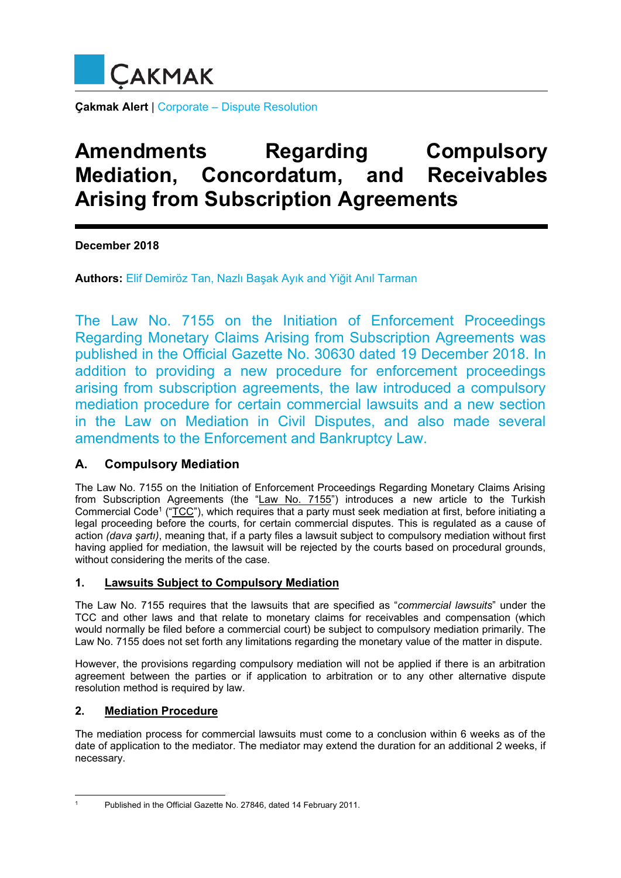**Çakmak Alert** | Corporate – Dispute Resolution

# Amendments Regarding Compulsory Mediation, Concordatum, and Receivables Arising from Subscription Agreements

**December 2018**

**Authors:** Elif Demiröz Tan, Nazlı Başak Ayık and Yiğit Anıl Tarman

The Law No. 7155 on the Initiation of Enforcement Proceedings Regarding Monetary Claims Arising from Subscription Agreements was published in the Official Gazette No. 30630 dated 19 December 2018. In addition to providing a new procedure for enforcement proceedings arising from subscription agreements, the law introduced a compulsory mediation procedure for certain commercial lawsuits and a new section in the Law on Mediation in Civil Disputes, and also made several amendments to the Enforcement and Bankruptcy Law.

## A. Compulsory Mediation

The Law No. 7155 on the Initiation of Enforcement Proceedings Regarding Monetary Claims Arising from Subscription Agreements (the "Law No. 7155") introduces a new article to the Turkish Commercial Code[1] ("TCC"), which requires that a party must seek mediation at first, before initiating a legal proceeding before the courts, for certain commercial disputes. This is regulated as a cause of action *(dava şartı)*, meaning that, if a party files a lawsuit subject to compulsory mediation without first having applied for mediation, the lawsuit will be rejected by the courts based on procedural grounds, without considering the merits of the case.

### 1. Lawsuits Subject to Compulsory Mediation

The Law No. 7155 requires that the lawsuits that are specified as "*commercial lawsuits*" under the TCC and other laws and that relate to monetary claims for receivables and compensation (which would normally be filed before a commercial court) be subject to compulsory mediation primarily. The Law No. 7155 does not set forth any limitations regarding the monetary value of the matter in dispute.

However, the provisions regarding compulsory mediation will not be applied if there is an arbitration agreement between the parties or if application to arbitration or to any other alternative dispute resolution method is required by law.

### 2. Mediation Procedure

The mediation process for commercial lawsuits must come to a conclusion within 6 weeks as of the date of application to the mediator. The mediator may extend the duration for an additional 2 weeks, if necessary.

---

[1] Published in the Official Gazette No. 27846, dated 14 February 2011.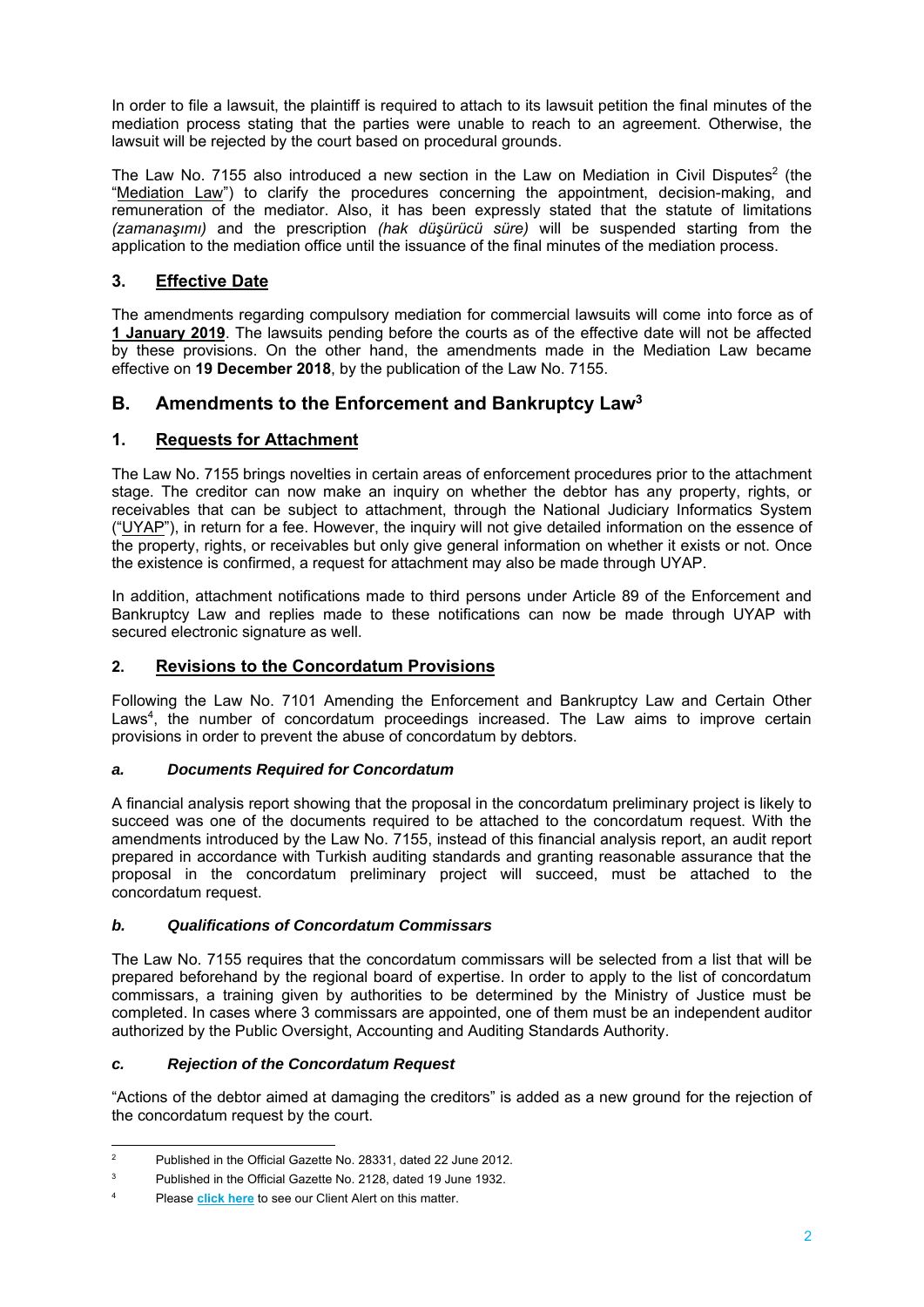In order to file a lawsuit, the plaintiff is required to attach to its lawsuit petition the final minutes of the mediation process stating that the parties were unable to reach to an agreement. Otherwise, the lawsuit will be rejected by the court based on procedural grounds.

The Law No. 7155 also introduced a new section in the Law on Mediation in Civil Disputes[2] (the "Mediation Law") to clarify the procedures concerning the appointment, decision-making, and remuneration of the mediator. Also, it has been expressly stated that the statute of limitations *(zamanaşımı)* and the prescription *(hak düşürücü süre)* will be suspended starting from the application to the mediation office until the issuance of the final minutes of the mediation process.

### 3. Effective Date

The amendments regarding compulsory mediation for commercial lawsuits will come into force as of **1 January 2019**. The lawsuits pending before the courts as of the effective date will not be affected by these provisions. On the other hand, the amendments made in the Mediation Law became effective on **19 December 2018**, by the publication of the Law No. 7155.

## B. Amendments to the Enforcement and Bankruptcy Law[3]

### 1. Requests for Attachment

The Law No. 7155 brings novelties in certain areas of enforcement procedures prior to the attachment stage. The creditor can now make an inquiry on whether the debtor has any property, rights, or receivables that can be subject to attachment, through the National Judiciary Informatics System ("UYAP"), in return for a fee. However, the inquiry will not give detailed information on the essence of the property, rights, or receivables but only give general information on whether it exists or not. Once the existence is confirmed, a request for attachment may also be made through UYAP.

In addition, attachment notifications made to third persons under Article 89 of the Enforcement and Bankruptcy Law and replies made to these notifications can now be made through UYAP with secured electronic signature as well.

### 2. Revisions to the Concordatum Provisions

Following the Law No. 7101 Amending the Enforcement and Bankruptcy Law and Certain Other Laws[4], the number of concordatum proceedings increased. The Law aims to improve certain provisions in order to prevent the abuse of concordatum by debtors.

#### *a. Documents Required for Concordatum*

A financial analysis report showing that the proposal in the concordatum preliminary project is likely to succeed was one of the documents required to be attached to the concordatum request. With the amendments introduced by the Law No. 7155, instead of this financial analysis report, an audit report prepared in accordance with Turkish auditing standards and granting reasonable assurance that the proposal in the concordatum preliminary project will succeed, must be attached to the concordatum request.

#### *b. Qualifications of Concordatum Commissars*

The Law No. 7155 requires that the concordatum commissars will be selected from a list that will be prepared beforehand by the regional board of expertise. In order to apply to the list of concordatum commissars, a training given by authorities to be determined by the Ministry of Justice must be completed. In cases where 3 commissars are appointed, one of them must be an independent auditor authorized by the Public Oversight, Accounting and Auditing Standards Authority.

#### *c. Rejection of the Concordatum Request*

"Actions of the debtor aimed at damaging the creditors" is added as a new ground for the rejection of the concordatum request by the court.

---

[2] Published in the Official Gazette No. 28331, dated 22 June 2012.

[3] Published in the Official Gazette No. 2128, dated 19 June 1932.

[4] Please **click here** to see our Client Alert on this matter.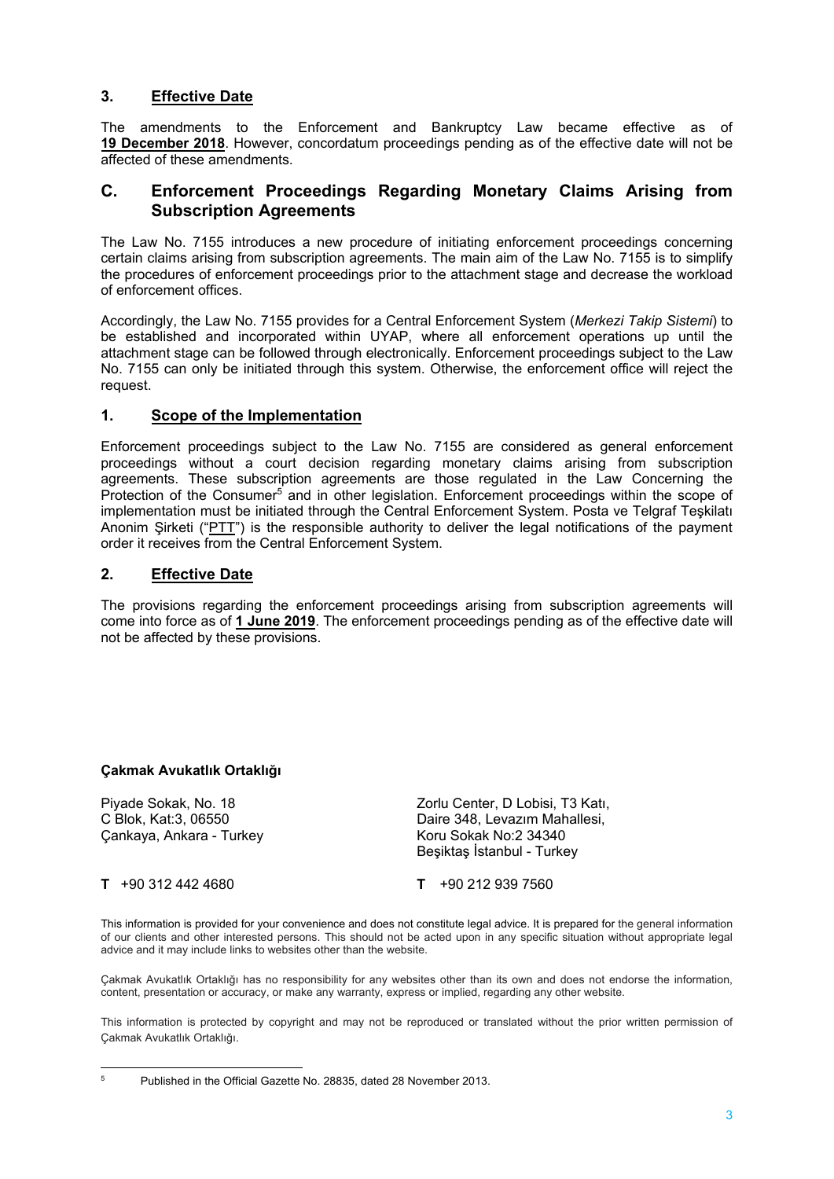### 3. Effective Date

The amendments to the Enforcement and Bankruptcy Law became effective as of **19 December 2018**. However, concordatum proceedings pending as of the effective date will not be affected of these amendments.

## C. Enforcement Proceedings Regarding Monetary Claims Arising from Subscription Agreements

The Law No. 7155 introduces a new procedure of initiating enforcement proceedings concerning certain claims arising from subscription agreements. The main aim of the Law No. 7155 is to simplify the procedures of enforcement proceedings prior to the attachment stage and decrease the workload of enforcement offices.

Accordingly, the Law No. 7155 provides for a Central Enforcement System (*Merkezi Takip Sistemi*) to be established and incorporated within UYAP, where all enforcement operations up until the attachment stage can be followed through electronically. Enforcement proceedings subject to the Law No. 7155 can only be initiated through this system. Otherwise, the enforcement office will reject the request.

### 1. Scope of the Implementation

Enforcement proceedings subject to the Law No. 7155 are considered as general enforcement proceedings without a court decision regarding monetary claims arising from subscription agreements. These subscription agreements are those regulated in the Law Concerning the Protection of the Consumer[5] and in other legislation. Enforcement proceedings within the scope of implementation must be initiated through the Central Enforcement System. Posta ve Telgraf Teşkilatı Anonim Şirketi ("PTT") is the responsible authority to deliver the legal notifications of the payment order it receives from the Central Enforcement System.

### 2. Effective Date

The provisions regarding the enforcement proceedings arising from subscription agreements will come into force as of **1 June 2019**. The enforcement proceedings pending as of the effective date will not be affected by these provisions.

**Çakmak Avukatlık Ortaklığı**

Piyade Sokak, No. 18
C Blok, Kat:3, 06550
Çankaya, Ankara - Turkey

**T** +90 312 442 4680

Zorlu Center, D Lobisi, T3 Katı,
Daire 348, Levazım Mahallesi,
Koru Sokak No:2 34340
Beşiktaş İstanbul - Turkey

**T** +90 212 939 7560

This information is provided for your convenience and does not constitute legal advice. It is prepared for the general information of our clients and other interested persons. This should not be acted upon in any specific situation without appropriate legal advice and it may include links to websites other than the website.

Çakmak Avukatlık Ortaklığı has no responsibility for any websites other than its own and does not endorse the information, content, presentation or accuracy, or make any warranty, express or implied, regarding any other website.

This information is protected by copyright and may not be reproduced or translated without the prior written permission of Çakmak Avukatlık Ortaklığı.

[5] Published in the Official Gazette No. 28835, dated 28 November 2013.